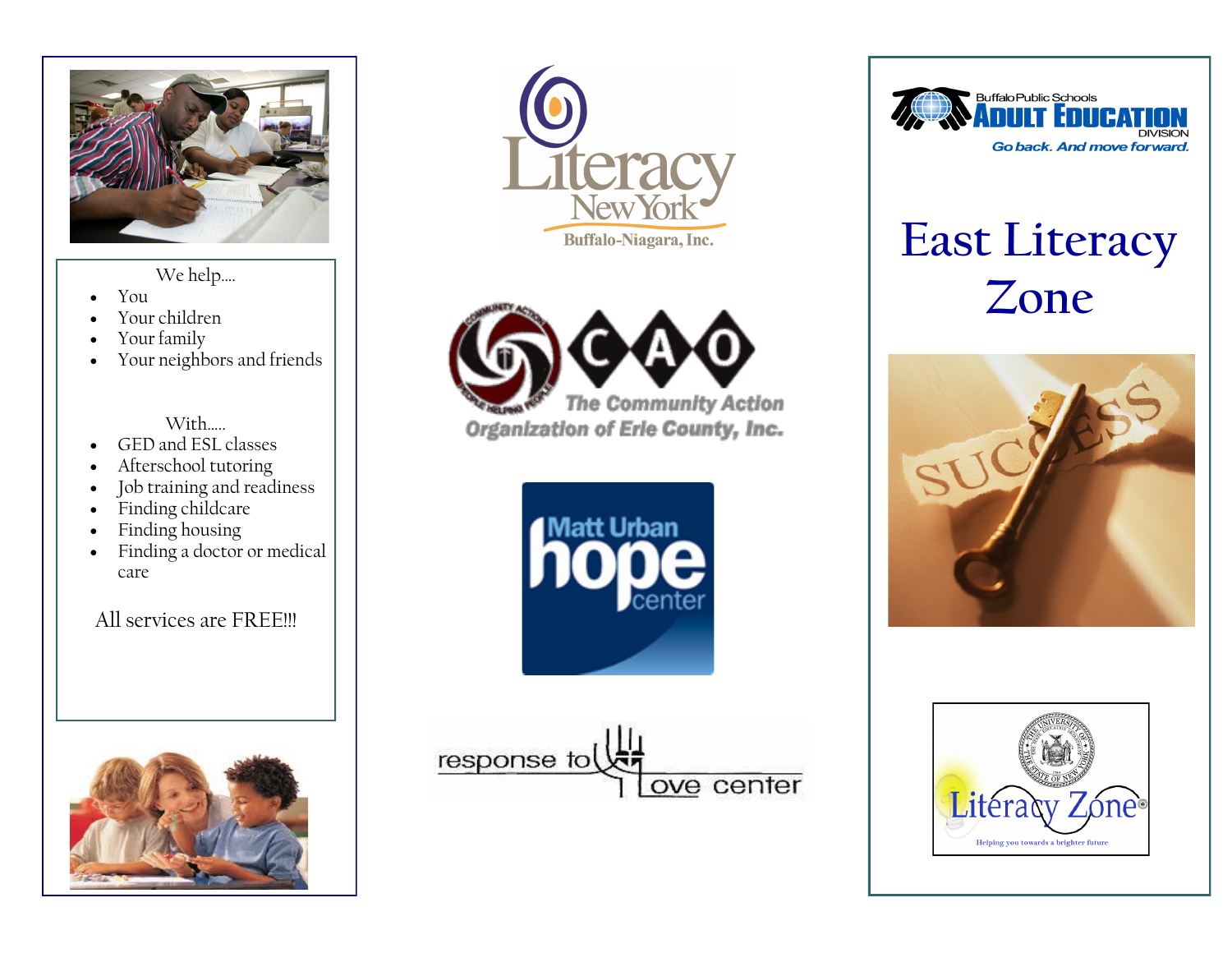We help....

- You
- Your children
- Your family
- Your neighbors and friends

With.....

- GED and ESL classes
- Afterschool tutoring
- Job training and readiness
- Finding childcare
- Finding housing
- Finding a doctor or medical care

All services are FREE!!!

Literacy New York Buffalo-Niagara, Inc.

CAO The Community Action Organization of Erie County, Inc.

Matt Urban hope center

response to love center

Buffalo Public Schools ADULT EDUCATION DIVISION

*Go back. And move forward.*

# East Literacy Zone

Literacy Zone

Helping you towards a brighter future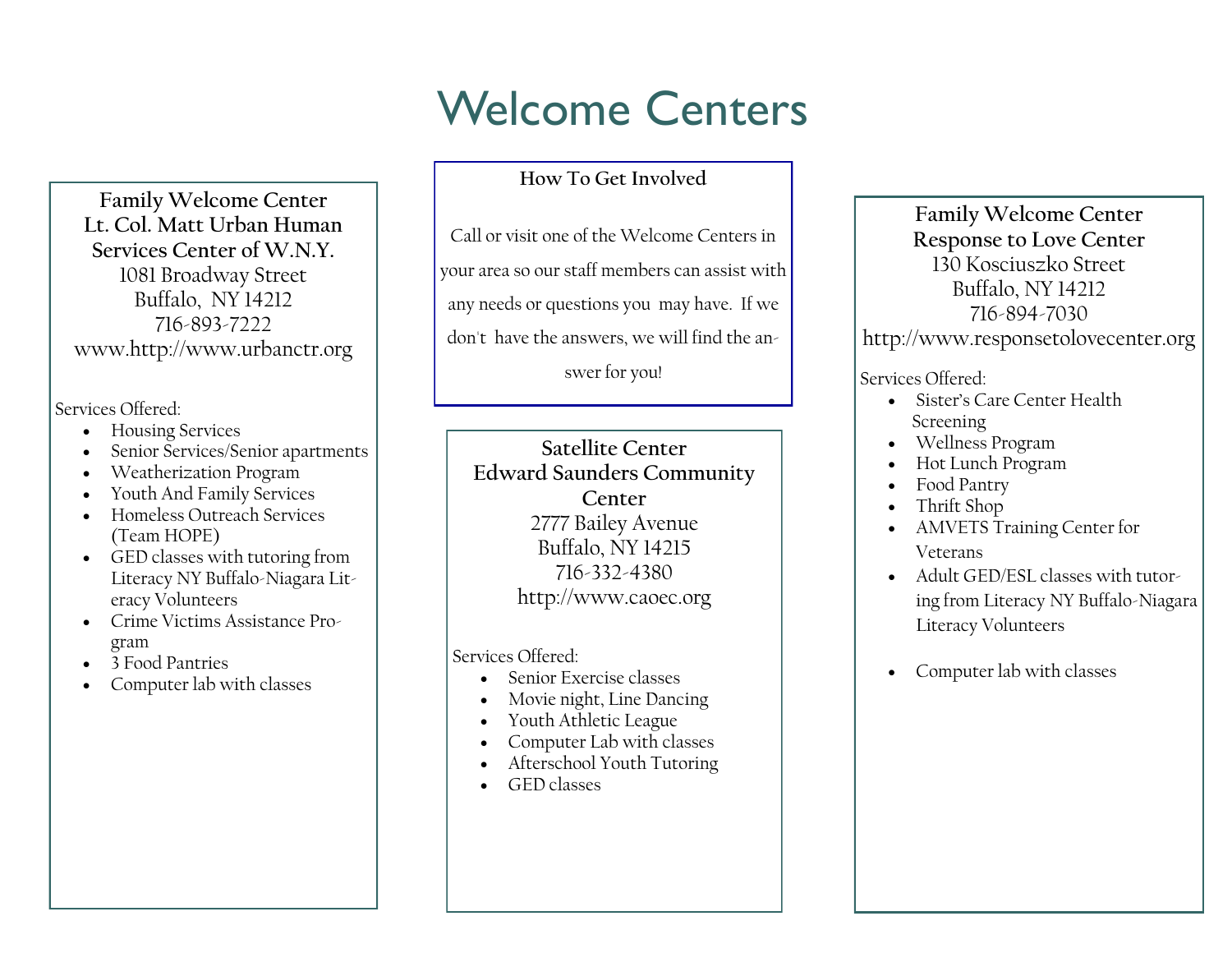# Welcome Centers

**Family Welcome Center**
**Lt. Col. Matt Urban Human Services Center of W.N.Y.**
1081 Broadway Street
Buffalo, NY 14212
716-893-7222
www.http://www.urbanctr.org

Services Offered:

- Housing Services
- Senior Services/Senior apartments
- Weatherization Program
- Youth And Family Services
- Homeless Outreach Services (Team HOPE)
- GED classes with tutoring from Literacy NY Buffalo-Niagara Literacy Volunteers
- Crime Victims Assistance Program
- 3 Food Pantries
- Computer lab with classes

**How To Get Involved**

Call or visit one of the Welcome Centers in your area so our staff members can assist with any needs or questions you may have. If we don't have the answers, we will find the answer for you!

**Satellite Center**
**Edward Saunders Community Center**
2777 Bailey Avenue
Buffalo, NY 14215
716-332-4380
http://www.caoec.org

Services Offered:

- Senior Exercise classes
- Movie night, Line Dancing
- Youth Athletic League
- Computer Lab with classes
- Afterschool Youth Tutoring
- GED classes

**Family Welcome Center**
**Response to Love Center**
130 Kosciuszko Street
Buffalo, NY 14212
716-894-7030
http://www.responsetolovecenter.org

Services Offered:

- Sister's Care Center Health Screening
- Wellness Program
- Hot Lunch Program
- Food Pantry
- Thrift Shop
- AMVETS Training Center for Veterans
- Adult GED/ESL classes with tutoring from Literacy NY Buffalo-Niagara Literacy Volunteers
- Computer lab with classes